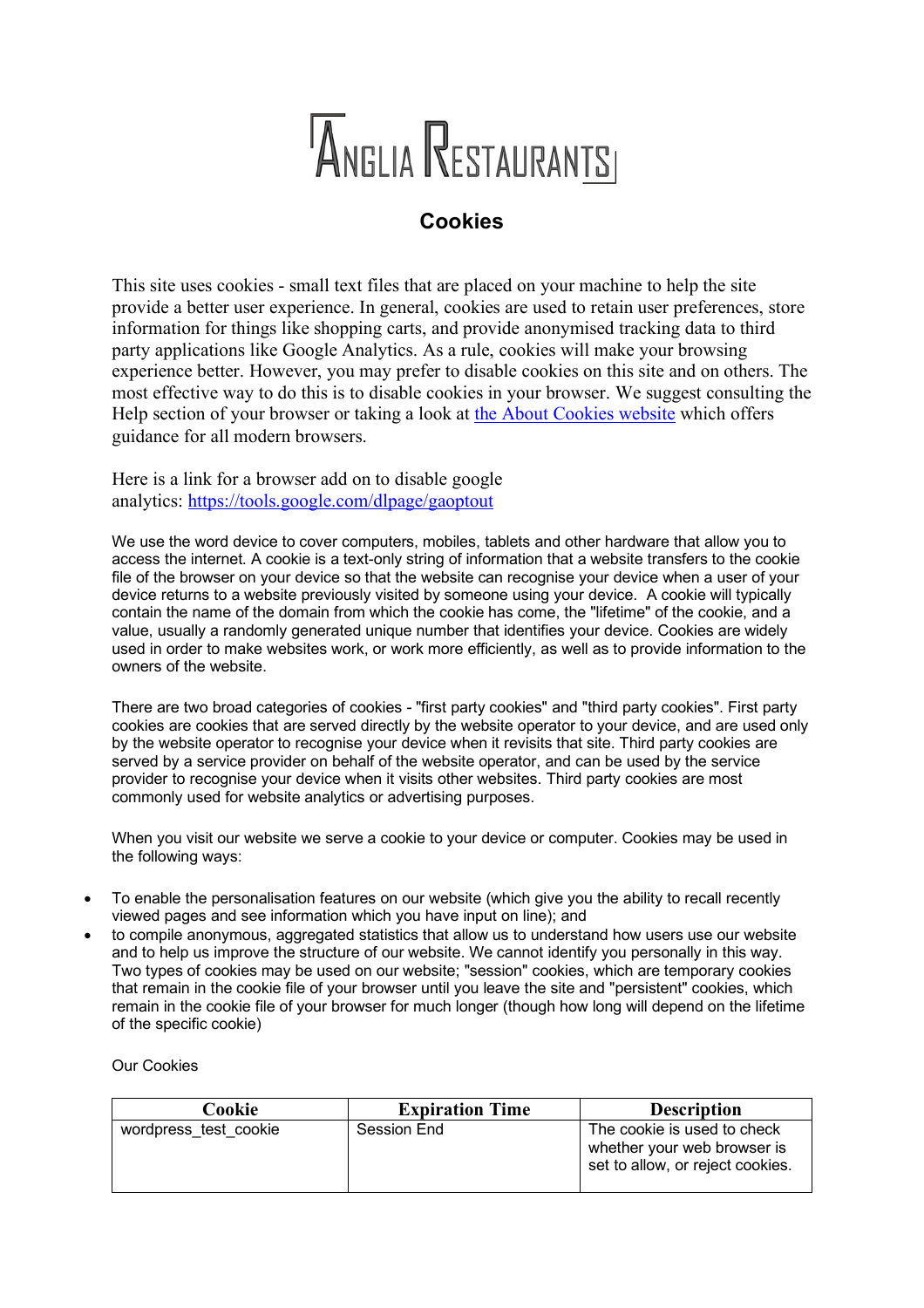# Anglia Restaurants

## Cookies

This site uses cookies - small text files that are placed on your machine to help the site provide a better user experience. In general, cookies are used to retain user preferences, store information for things like shopping carts, and provide anonymised tracking data to third party applications like Google Analytics. As a rule, cookies will make your browsing experience better. However, you may prefer to disable cookies on this site and on others. The most effective way to do this is to disable cookies in your browser. We suggest consulting the Help section of your browser or taking a look at [the About Cookies website]() which offers guidance for all modern browsers.

Here is a link for a browser add on to disable google analytics: [https://tools.google.com/dlpage/gaoptout](https://tools.google.com/dlpage/gaoptout)

We use the word device to cover computers, mobiles, tablets and other hardware that allow you to access the internet. A cookie is a text-only string of information that a website transfers to the cookie file of the browser on your device so that the website can recognise your device when a user of your device returns to a website previously visited by someone using your device. A cookie will typically contain the name of the domain from which the cookie has come, the "lifetime" of the cookie, and a value, usually a randomly generated unique number that identifies your device. Cookies are widely used in order to make websites work, or work more efficiently, as well as to provide information to the owners of the website.

There are two broad categories of cookies - "first party cookies" and "third party cookies". First party cookies are cookies that are served directly by the website operator to your device, and are used only by the website operator to recognise your device when it revisits that site. Third party cookies are served by a service provider on behalf of the website operator, and can be used by the service provider to recognise your device when it visits other websites. Third party cookies are most commonly used for website analytics or advertising purposes.

When you visit our website we serve a cookie to your device or computer. Cookies may be used in the following ways:

- To enable the personalisation features on our website (which give you the ability to recall recently viewed pages and see information which you have input on line); and
- to compile anonymous, aggregated statistics that allow us to understand how users use our website and to help us improve the structure of our website. We cannot identify you personally in this way. Two types of cookies may be used on our website; "session" cookies, which are temporary cookies that remain in the cookie file of your browser until you leave the site and "persistent" cookies, which remain in the cookie file of your browser for much longer (though how long will depend on the lifetime of the specific cookie)

Our Cookies

| Cookie | Expiration Time | Description |
| --- | --- | --- |
| wordpress_test_cookie | Session End | The cookie is used to check whether your web browser is set to allow, or reject cookies. |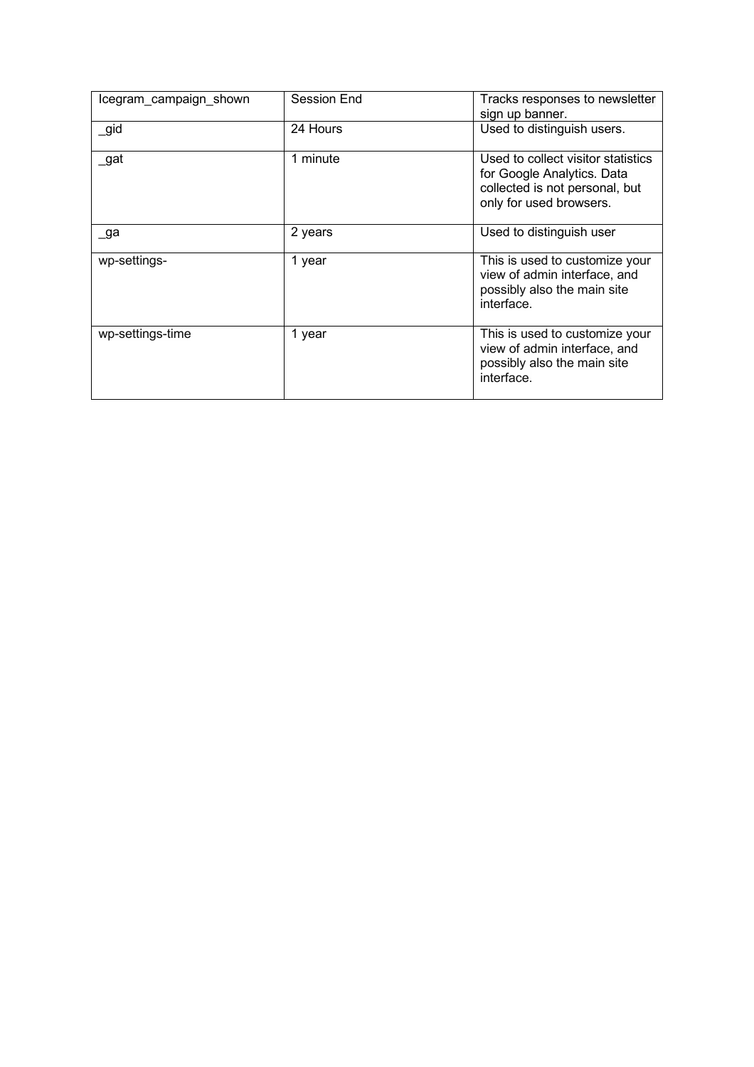| | | |
|---|---|---|
| Icegram_campaign_shown | Session End | Tracks responses to newsletter sign up banner. |
| _gid | 24 Hours | Used to distinguish users. |
| _gat | 1 minute | Used to collect visitor statistics for Google Analytics. Data collected is not personal, but only for used browsers. |
| _ga | 2 years | Used to distinguish user |
| wp-settings- | 1 year | This is used to customize your view of admin interface, and possibly also the main site interface. |
| wp-settings-time | 1 year | This is used to customize your view of admin interface, and possibly also the main site interface. |